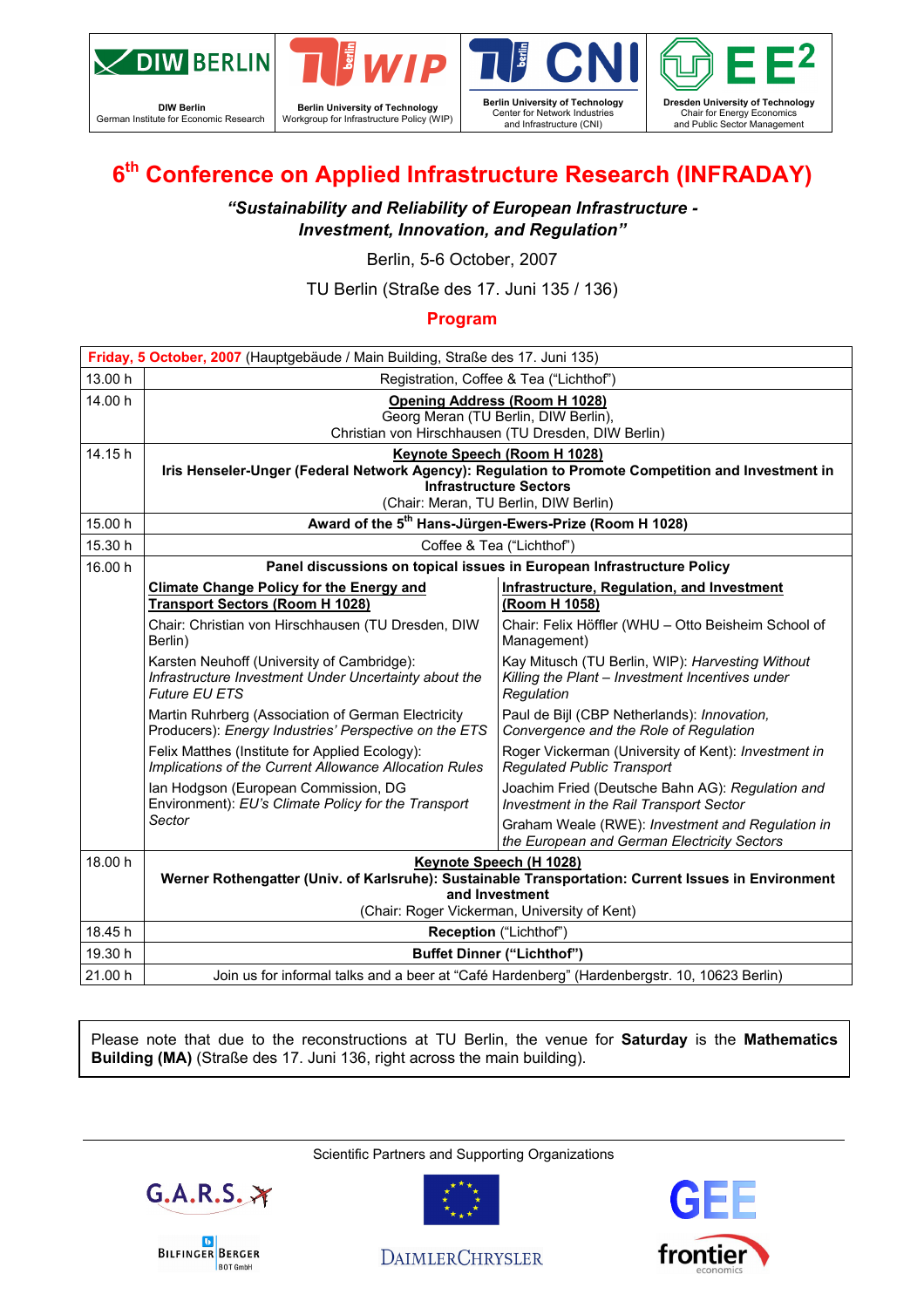DIW Berlin
German Institute for Economic Research

Berlin University of Technology
Workgroup for Infrastructure Policy (WIP)

Berlin University of Technology
Center for Network Industries and Infrastructure (CNI)

Dresden University of Technology
Chair for Energy Economics and Public Sector Management

# 6th Conference on Applied Infrastructure Research (INFRADAY)

***"Sustainability and Reliability of European Infrastructure - Investment, Innovation, and Regulation"***

Berlin, 5-6 October, 2007

TU Berlin (Straße des 17. Juni 135 / 136)

## Program

| **Friday, 5 October, 2007** (Hauptgebäude / Main Building, Straße des 17. Juni 135) | | |
|---|---|---|
| 13.00 h | Registration, Coffee & Tea ("Lichthof") | |
| 14.00 h | **Opening Address (Room H 1028)**<br>Georg Meran (TU Berlin, DIW Berlin),<br>Christian von Hirschhausen (TU Dresden, DIW Berlin) | |
| 14.15 h | **Keynote Speech (Room H 1028)**<br>**Iris Henseler-Unger (Federal Network Agency): Regulation to Promote Competition and Investment in Infrastructure Sectors**<br>(Chair: Meran, TU Berlin, DIW Berlin) | |
| 15.00 h | **Award of the 5th Hans-Jürgen-Ewers-Prize (Room H 1028)** | |
| 15.30 h | Coffee & Tea ("Lichthof") | |
| 16.00 h | **Panel discussions on topical issues in European Infrastructure Policy** | |
| | **Climate Change Policy for the Energy and Transport Sectors (Room H 1028)** | **Infrastructure, Regulation, and Investment (Room H 1058)** |
| | Chair: Christian von Hirschhausen (TU Dresden, DIW Berlin) | Chair: Felix Höffler (WHU – Otto Beisheim School of Management) |
| | Karsten Neuhoff (University of Cambridge): *Infrastructure Investment Under Uncertainty about the Future EU ETS* | Kay Mitusch (TU Berlin, WIP): *Harvesting Without Killing the Plant – Investment Incentives under Regulation* |
| | Martin Ruhrberg (Association of German Electricity Producers): *Energy Industries' Perspective on the ETS* | Paul de Bijl (CBP Netherlands): *Innovation, Convergence and the Role of Regulation* |
| | Felix Matthes (Institute for Applied Ecology): *Implications of the Current Allowance Allocation Rules* | Roger Vickerman (University of Kent): *Investment in Regulated Public Transport* |
| | Ian Hodgson (European Commission, DG Environment): *EU's Climate Policy for the Transport Sector* | Joachim Fried (Deutsche Bahn AG): *Regulation and Investment in the Rail Transport Sector* |
| | | Graham Weale (RWE): *Investment and Regulation in the European and German Electricity Sectors* |
| 18.00 h | **Keynote Speech (H 1028)**<br>**Werner Rothengatter (Univ. of Karlsruhe): Sustainable Transportation: Current Issues in Environment and Investment**<br>(Chair: Roger Vickerman, University of Kent) | |
| 18.45 h | **Reception** ("Lichthof") | |
| 19.30 h | **Buffet Dinner ("Lichthof")** | |
| 21.00 h | Join us for informal talks and a beer at "Café Hardenberg" (Hardenbergstr. 10, 10623 Berlin) | |

Please note that due to the reconstructions at TU Berlin, the venue for **Saturday** is the **Mathematics Building (MA)** (Straße des 17. Juni 136, right across the main building).

Scientific Partners and Supporting Organizations

G.A.R.S.

Bilfinger Berger BOT GmbH

DaimlerChrysler

GEE

frontier economics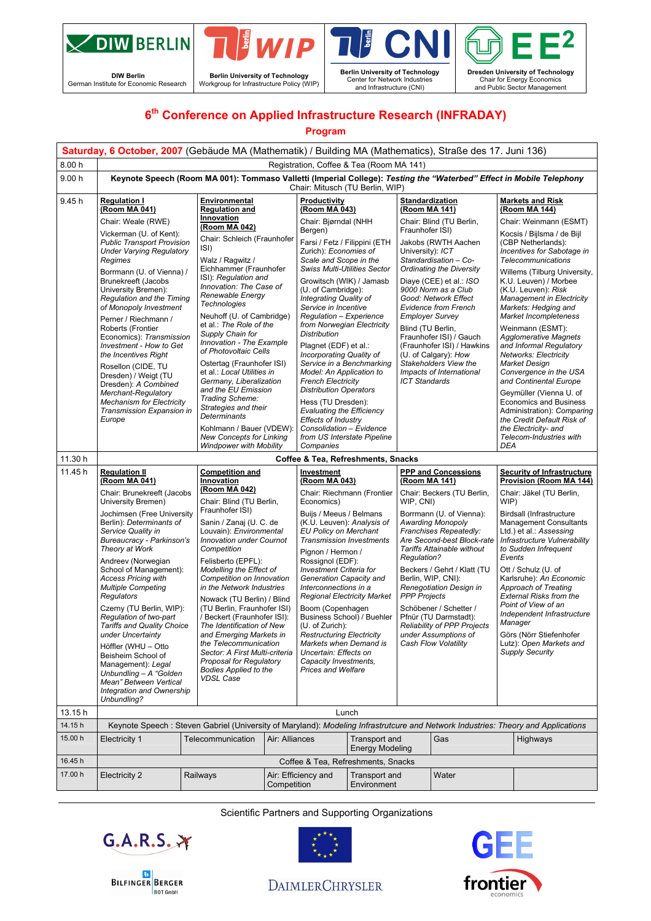DIW Berlin — German Institute for Economic Research | Berlin University of Technology — Workgroup for Infrastructure Policy (WIP) | Berlin University of Technology — Center for Network Industries and Infrastructure (CNI) | Dresden University of Technology — Chair for Energy Economics and Public Sector Management

# 6th Conference on Applied Infrastructure Research (INFRADAY)

## Program

**Saturday, 6 October, 2007** (Gebäude MA (Mathematik) / Building MA (Mathematics), Straße des 17. Juni 136)

| Time | | | | | |
|---|---|---|---|---|---|
| 8.00 h | Registration, Coffee & Tea (Room MA 141) | | | | |
| 9.00 h | **Keynote Speech (Room MA 001): Tommaso Valletti (Imperial College):** ***Testing the "Waterbed" Effect in Mobile Telephony*** Chair: Mitusch (TU Berlin, WIP) | | | | |
| 9.45 h | **Regulation I (Room MA 041)**<br>Chair: Weale (RWE)<br>Vickerman (U. of Kent): *Public Transport Provision Under Varying Regulatory Regimes*<br>Borrmann (U. of Vienna) / Brunekreeft (Jacobs University Bremen): *Regulation and the Timing of Monopoly Investment*<br>Perner / Riechmann / Roberts (Frontier Economics): *Transmission Investment - How to Get the Incentives Right*<br>Rosellon (CIDE, TU Dresden) / Weigt (TU Dresden): *A Combined Merchant-Regulatory Mechanism for Electricity Transmission Expansion in Europe* | **Environmental Regulation and Innovation (Room MA 042)**<br>Chair: Schleich (Fraunhofer ISI)<br>Walz / Ragwitz / Eichhammer (Fraunhofer ISI): *Regulation and Innovation: The Case of Renewable Energy Technologies*<br>Neuhoff (U. of Cambridge) et al.: *The Role of the Supply Chain for Innovation - The Example of Photovoltaic Cells*<br>Ostertag (Fraunhofer ISI) et al.: *Local Utilities in Germany, Liberalization and the EU Emission Trading Scheme: Strategies and their Determinants*<br>Kohlmann / Bauer (VDEW): *New Concepts for Linking Windpower with Mobility* | **Productivity (Room MA 043)**<br>Chair: Bjørndal (NHH Bergen)<br>Farsi / Fetz / Filippini (ETH Zurich): *Economies of Scale and Scope in the Swiss Multi-Utilities Sector*<br>Growitsch (WIK) / Jamasb (U. of Cambridge): *Integrating Quality of Service in Incentive Regulation – Experience from Norwegian Electricity Distribution*<br>Plagnet (EDF) et al.: *Incorporating Quality of Service in a Benchmarking Model: An Application to French Electricity Distribution Operators*<br>Hess (TU Dresden): *Evaluating the Efficiency Effects of Industry Consolidation – Evidence from US Interstate Pipeline Companies* | **Standardization (Room MA 141)**<br>Chair: Blind (TU Berlin, Fraunhofer ISI)<br>Jakobs (RWTH Aachen University): *ICT Standardisation – Co-Ordinating the Diversity*<br>Diaye (CEE) et al.: *ISO 9000 Norm as a Club Good: Network Effect Evidence from French Employer Survey*<br>Blind (TU Berlin, Fraunhofer ISI) / Gauch (Fraunhofer ISI) / Hawkins (U. of Calgary): *How Stakeholders View the Impacts of International ICT Standards* | **Markets and Risk (Room MA 144)**<br>Chair: Weinmann (ESMT)<br>Kocsis / Bijlsma / de Bijl (CBP Netherlands): *Incentives for Sabotage in Telecommunications*<br>Willems (Tilburg University, K.U. Leuven) / Morbee (K.U. Leuven): *Risk Management in Electricity Markets: Hedging and Market Incompleteness*<br>Weinmann (ESMT): *Agglomerative Magnets and Informal Regulatory Networks: Electricity Market Design Convergence in the USA and Continental Europe*<br>Geymüller (Vienna U. of Economics and Business Administration): *Comparing the Credit Default Risk of the Electricity- and Telecom-Industries with DEA* |
| 11.30 h | **Coffee & Tea, Refreshments, Snacks** | | | | |
| 11.45 h | **Regulation II (Room MA 041)**<br>Chair: Brunekreeft (Jacobs University Bremen)<br>Jochimsen (Free University Berlin): *Determinants of Service Quality in Bureaucracy - Parkinson's Theory at Work*<br>Andreev (Norwegian School of Management): *Access Pricing with Multiple Competing Regulators*<br>Czerny (TU Berlin, WIP): *Regulation of two-part Tariffs and Quality Choice under Uncertainty*<br>Höffler (WHU – Otto Beisheim School of Management): *Legal Unbundling – A "Golden Mean" Between Vertical Integration and Ownership Unbundling?* | **Competition and Innovation (Room MA 042)**<br>Chair: Blind (TU Berlin, Fraunhofer ISI)<br>Sanin / Zanaj (U. C. de Louvain): *Environmental Innovation under Cournot Competition*<br>Felisberto (EPFL): *Modelling the Effect of Competition on Innovation in the Network Industries*<br>Nowack (TU Berlin) / Blind (TU Berlin, Fraunhofer ISI) / Beckert (Fraunhofer ISI): *The Identification of New and Emerging Markets in the Telecommunication Sector: A First Multi-criteria Proposal for Regulatory Bodies Applied to the VDSL Case* | **Investment (Room MA 043)**<br>Chair: Riechmann (Frontier Economics)<br>Buijs / Meeus / Belmans (K.U. Leuven): *Analysis of EU Policy on Merchant Transmission Investments*<br>Pignon / Hermon / Rossignol (EDF): *Investment Criteria for Generation Capacity and Interconnections in a Regional Electricity Market*<br>Boom (Copenhagen Business School) / Buehler (U. of Zurich): *Restructuring Electricity Markets when Demand is Uncertain: Effects on Capacity Investments, Prices and Welfare* | **PPP and Concessions (Room MA 141)**<br>Chair: Beckers (TU Berlin, WIP, CNI)<br>Borrmann (U. of Vienna): *Awarding Monopoly Franchises Repeatedly: Are Second-best Block-rate Tariffs Attainable without Regulation?*<br>Beckers / Gehrt / Klatt (TU Berlin, WIP, CNI): *Renegotiation Design in PPP Projects*<br>Schöbener / Schetter / Pfnür (TU Darmstadt): *Reliability of PPP Projects under Assumptions of Cash Flow Volatility* | **Security of Infrastructure Provision (Room MA 144)**<br>Chair: Jäkel (TU Berlin, WIP)<br>Birdsall (Infrastructure Management Consultants Ltd.) et al.: *Assessing Infrastructure Vulnerability to Sudden Infrequent Events*<br>Ott / Schulz (U. of Karlsruhe): *An Economic Approach of Treating External Risks from the Point of View of an Independent Infrastructure Manager*<br>Görs (Nörr Stiefenhofer Lutz): *Open Markets and Supply Security* |
| 13.15 h | Lunch | | | | |
| 14.15 h | Keynote Speech : Steven Gabriel (University of Maryland): *Modeling Infrastructure and Network Industries: Theory and Applications* | | | | |

| Time | | | | | | |
|---|---|---|---|---|---|---|
| 15.00 h | Electricity 1 | Telecommunication | Air: Alliances | Transport and Energy Modeling | Gas | Highways |
| 16.45 h | Coffee & Tea, Refreshments, Snacks | | | | | |
| 17.00 h | Electricity 2 | Railways | Air: Efficiency and Competition | Transport and Environment | Water | |

Scientific Partners and Supporting Organizations

G.A.R.S. | Bilfinger Berger BOT GmbH | DaimlerChrysler | GEE | frontier economics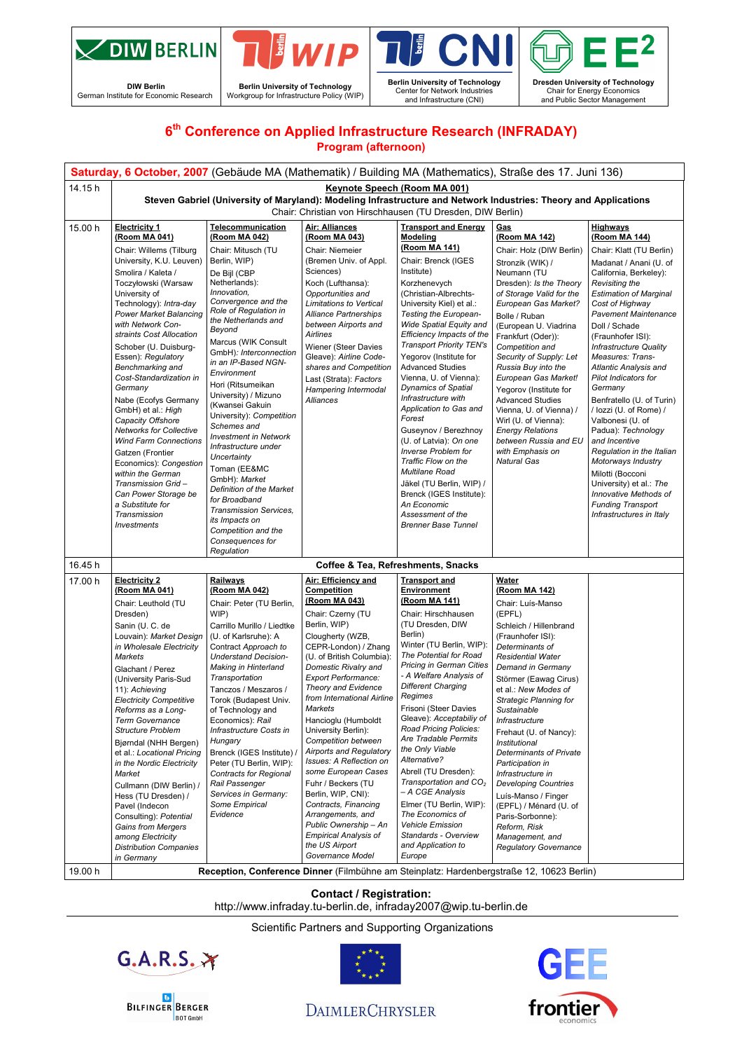DIW BERLIN
DIW Berlin
German Institute for Economic Research

WIP
Berlin University of Technology
Workgroup for Infrastructure Policy (WIP)

CNI
Berlin University of Technology
Center for Network Industries
and Infrastructure (CNI)

EE²
Dresden University of Technology
Chair for Energy Economics
and Public Sector Management

# 6th Conference on Applied Infrastructure Research (INFRADAY)

## Program (afternoon)

**Saturday, 6 October, 2007** (Gebäude MA (Mathematik) / Building MA (Mathematics), Straße des 17. Juni 136)

| | | | | | | |
|---|---|---|---|---|---|---|
| 14.15 h | **Keynote Speech (Room MA 001)** **Steven Gabriel (University of Maryland): Modeling Infrastructure and Network Industries: Theory and Applications** Chair: Christian von Hirschhausen (TU Dresden, DIW Berlin) | | | | | |
| 15.00 h | **Electricity 1 (Room MA 041)** Chair: Willems (Tilburg University, K.U. Leuven) Smolira / Kaleta / Toczyłowski (Warsaw University of Technology): *Intra-day Power Market Balancing with Network Con-straints Cost Allocation* Schober (U. Duisburg-Essen): *Regulatory Benchmarking and Cost-Standardization in Germany* Nabe (Ecofys Germany GmbH) et al.: *High Capacity Offshore Networks for Collective Wind Farm Connections* Gatzen (Frontier Economics): *Congestion within the German Transmission Grid – Can Power Storage be a Substitute for Transmission Investments* | **Telecommunication (Room MA 042)** Chair: Mitusch (TU Berlin, WIP) De Bijl (CBP Netherlands): *Innovation, Convergence and the Role of Regulation in the Netherlands and Beyond* Marcus (WIK Consult GmbH): *Interconnection in an IP-Based NGN-Environment* Hori (Ritsumeikan University) / Mizuno (Kwansei Gakuin University): *Competition Schemes and Investment in Network Infrastructure under Uncertainty* Toman (EE&MC GmbH): *Market Definition of the Market for Broadband Transmission Services, its Impacts on Competition and the Consequences for Regulation* | **Air: Alliances (Room MA 043)** Chair: Niemeier (Bremen Univ. of Appl. Sciences) Koch (Lufthansa): *Opportunities and Limitations to Vertical Alliance Partnerships between Airports and Airlines* Wiener (Steer Davies Gleave): *Airline Code-shares and Competition* Last (Strata): *Factors Hampering Intermodal Alliances* | **Transport and Energy Modeling (Room MA 141)** Chair: Brenck (IGES Institute) Korzhenevych (Christian-Albrechts-University Kiel) et al.: *Testing the European-Wide Spatial Equity and Efficiency Impacts of the Transport Priority TEN's* Yegorov (Institute for Advanced Studies Vienna, U. of Vienna): *Dynamics of Spatial Infrastructure with Application to Gas and Forest* Guseynov / Berezhnoy (U. of Latvia): *On one Inverse Problem for Traffic Flow on the Multilane Road* Jäkel (TU Berlin, WIP) / Brenck (IGES Institute): *An Economic Assessment of the Brenner Base Tunnel* | **Gas (Room MA 142)** Chair: Holz (DIW Berlin) Stronzik (WIK) / Neumann (TU Dresden): *Is the Theory of Storage Valid for the European Gas Market?* Bolle / Ruban (European U. Viadrina Frankfurt (Oder)): *Competition and Security of Supply: Let Russia Buy into the European Gas Market!* Yegorov (Institute for Advanced Studies Vienna, U. of Vienna) / Wirl (U. of Vienna): *Energy Relations between Russia and EU with Emphasis on Natural Gas* | **Highways (Room MA 144)** Chair: Klatt (TU Berlin) Madanat / Anani (U. of California, Berkeley): *Revisiting the Estimation of Marginal Cost of Highway Pavement Maintenance* Doll / Schade (Fraunhofer ISI): *Infrastructure Quality Measures: Trans-Atlantic Analysis and Pilot Indicators for Germany* Benfratello (U. of Turin) / Iozzi (U. of Rome) / Valbonesi (U. of Padua): *Technology and Incentive Regulation in the Italian Motorways Industry* Milotti (Bocconi University) et al.: *The Innovative Methods of Funding Transport Infrastructures in Italy* |
| 16.45 h | **Coffee & Tea, Refreshments, Snacks** | | | | | |
| 17.00 h | **Electricity 2 (Room MA 041)** Chair: Leuthold (TU Dresden) Sanin (U. C. de Louvain): *Market Design in Wholesale Electricity Markets* Glachant / Perez (University Paris-Sud 11): *Achieving Electricity Competitive Reforms as a Long-Term Governance Structure Problem* Bjørndal (NHH Bergen) et al.: *Locational Pricing in the Nordic Electricity Market* Cullmann (DIW Berlin) / Hess (TU Dresden) / Pavel (Indecon Consulting): *Potential Gains from Mergers among Electricity Distribution Companies in Germany* | **Railways (Room MA 042)** Chair: Peter (TU Berlin, WIP) Carrillo Murillo / Liedtke (U. of Karlsruhe): *A Contract Approach to Understand Decision-Making in Hinterland Transportation* Tanczos / Meszaros / Torok (Budapest Univ. of Technology and Economics): *Rail Infrastructure Costs in Hungary* Brenck (IGES Institute) / Peter (TU Berlin, WIP): *Contracts for Regional Rail Passenger Services in Germany: Some Empirical Evidence* | **Air: Efficiency and Competition (Room MA 043)** Chair: Czerny (TU Berlin, WIP) Clougherty (WZB, CEPR-London) / Zhang (U. of British Columbia): *Domestic Rivalry and Export Performance: Theory and Evidence from International Airline Markets* Hancioglu (Humboldt University Berlin): *Competition between Airports and Regulatory Issues: A Reflection on some European Cases* Fuhr / Beckers (TU Berlin, WIP, CNI): *Contracts, Financing Arrangements, and Public Ownership – An Empirical Analysis of the US Airport Governance Model* | **Transport and Environment (Room MA 141)** Chair: Hirschhausen (TU Dresden, DIW Berlin) Winter (TU Berlin, WIP): *The Potential for Road Pricing in German Cities - A Welfare Analysis of Different Charging Regimes* Frisoni (Steer Davies Gleave): *Acceptability of Road Pricing Policies: Are Tradable Permits the Only Viable Alternative?* Abrell (TU Dresden): *Transportation and $CO_2$ – A CGE Analysis* Elmer (TU Berlin, WIP): *The Economics of Vehicle Emission Standards - Overview and Application to Europe* | **Water (Room MA 142)** Chair: Luís-Manso (EPFL) Schleich / Hillenbrand (Fraunhofer ISI): *Determinants of Residential Water Demand in Germany* Störmer (Eawag Cirus) et al.: *New Modes of Strategic Planning for Sustainable Infrastructure* Frehaut (U. of Nancy): *Institutional Determinants of Private Participation in Infrastructure in Developing Countries* Luís-Manso / Finger (EPFL) / Ménard (U. of Paris-Sorbonne): *Reform, Risk Management, and Regulatory Governance* | |
| 19.00 h | **Reception, Conference Dinner** (Filmbühne am Steinplatz: Hardenbergstraße 12, 10623 Berlin) | | | | | |

**Contact / Registration:**
http://www.infraday.tu-berlin.de, infraday2007@wip.tu-berlin.de

Scientific Partners and Supporting Organizations

G.A.R.S.

BILFINGER BERGER BOT GmbH

DAIMLERCHRYSLER

GEE

frontier economics